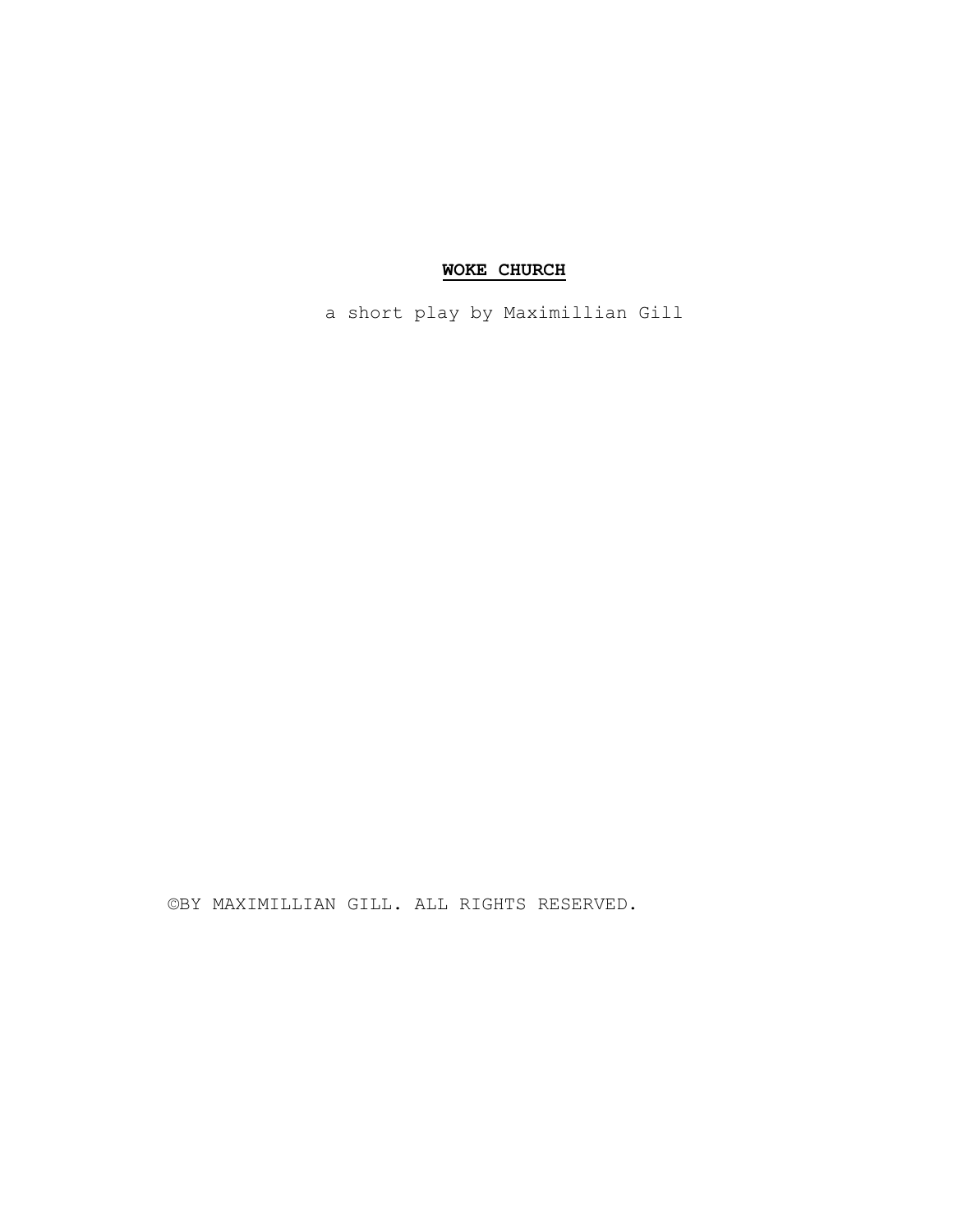# **WOKE CHURCH**

a short play by Maximillian Gill

©BY MAXIMILLIAN GILL. ALL RIGHTS RESERVED.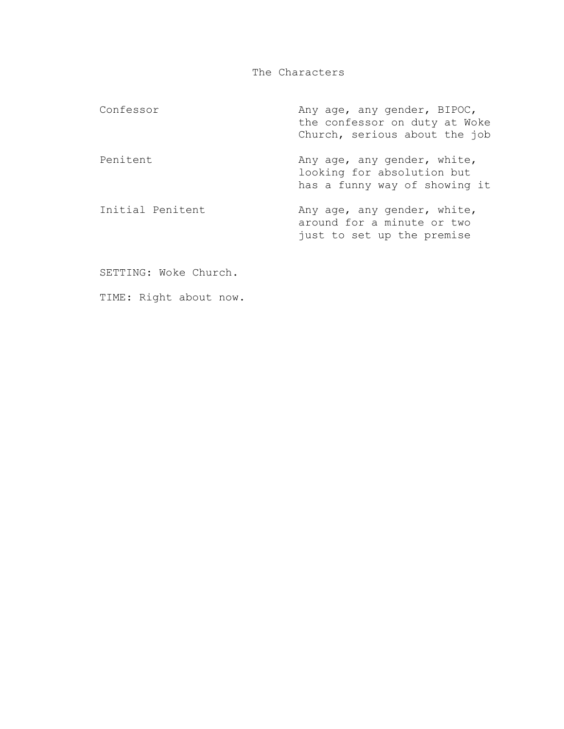# The Characters

| | |
|---|---|
| Confessor | Any age, any gender, BIPOC, the confessor on duty at Woke Church, serious about the job |
| Penitent | Any age, any gender, white, looking for absolution but has a funny way of showing it |
| Initial Penitent | Any age, any gender, white, around for a minute or two just to set up the premise |

SETTING: Woke Church.

TIME: Right about now.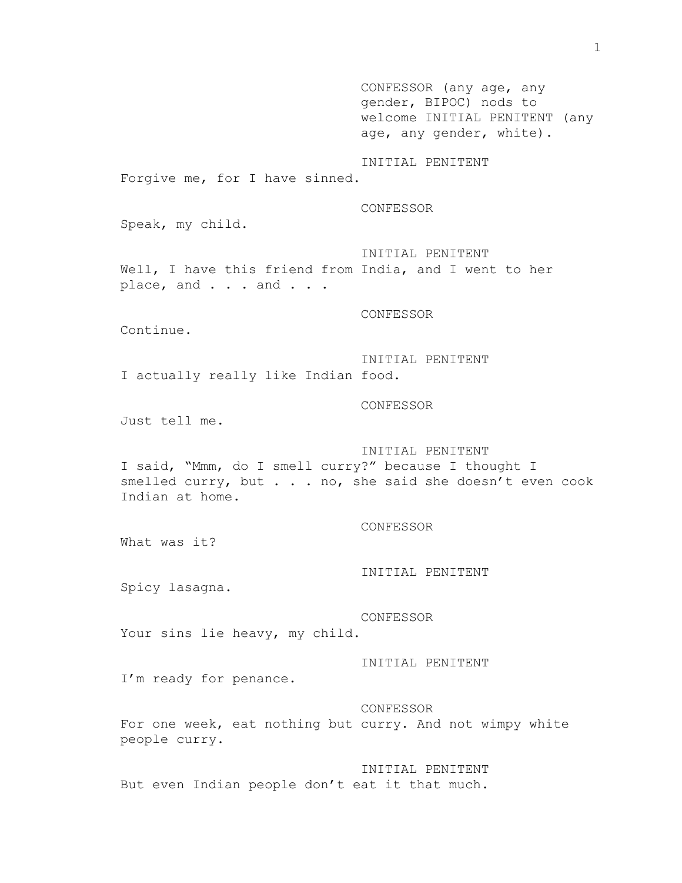CONFESSOR (any age, any gender, BIPOC) nods to welcome INITIAL PENITENT (any age, any gender, white).

INITIAL PENITENT
Forgive me, for I have sinned.

CONFESSOR
Speak, my child.

INITIAL PENITENT
Well, I have this friend from India, and I went to her place, and . . . and . . .

CONFESSOR
Continue.

INITIAL PENITENT
I actually really like Indian food.

CONFESSOR
Just tell me.

INITIAL PENITENT
I said, "Mmm, do I smell curry?" because I thought I smelled curry, but . . . no, she said she doesn't even cook Indian at home.

CONFESSOR
What was it?

INITIAL PENITENT
Spicy lasagna.

CONFESSOR
Your sins lie heavy, my child.

INITIAL PENITENT
I'm ready for penance.

CONFESSOR
For one week, eat nothing but curry. And not wimpy white people curry.

INITIAL PENITENT
But even Indian people don't eat it that much.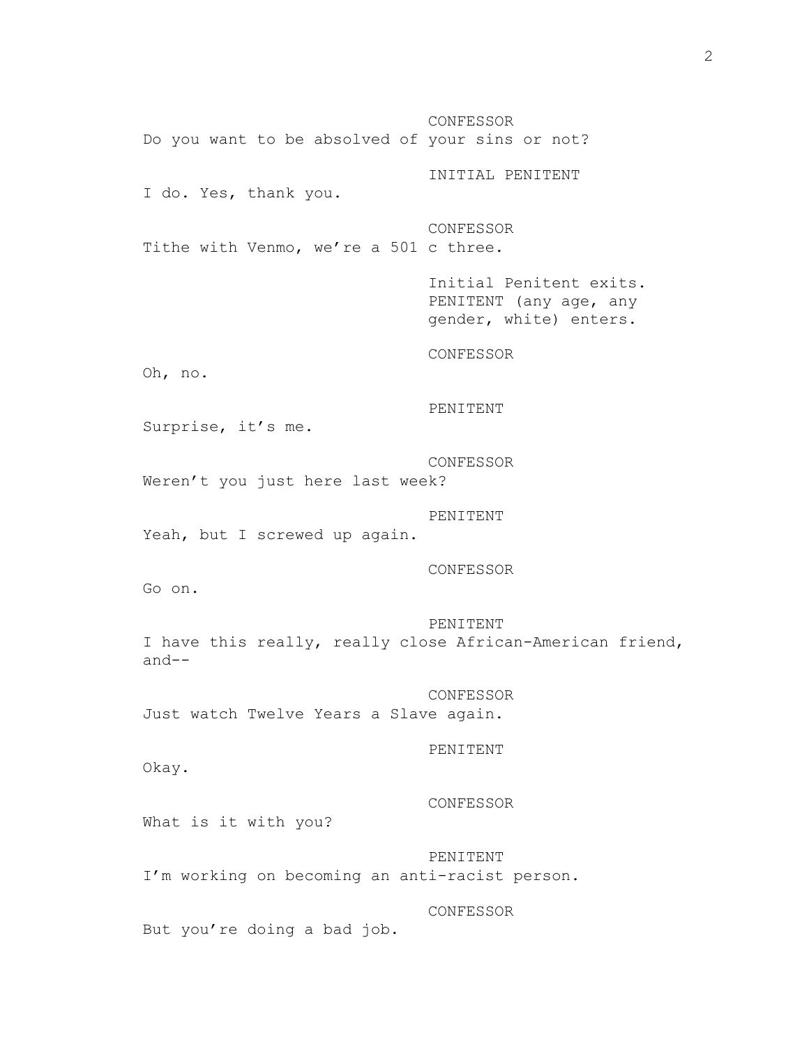CONFESSOR

Do you want to be absolved of your sins or not?

INITIAL PENITENT

I do. Yes, thank you.

CONFESSOR

Tithe with Venmo, we're a 501 c three.

*Initial Penitent exits. PENITENT (any age, any gender, white) enters.*

CONFESSOR

Oh, no.

PENITENT

Surprise, it's me.

CONFESSOR

Weren't you just here last week?

PENITENT

Yeah, but I screwed up again.

CONFESSOR

Go on.

PENITENT

I have this really, really close African-American friend, and--

CONFESSOR

Just watch Twelve Years a Slave again.

PENITENT

Okay.

CONFESSOR

What is it with you?

PENITENT

I'm working on becoming an anti-racist person.

CONFESSOR

But you're doing a bad job.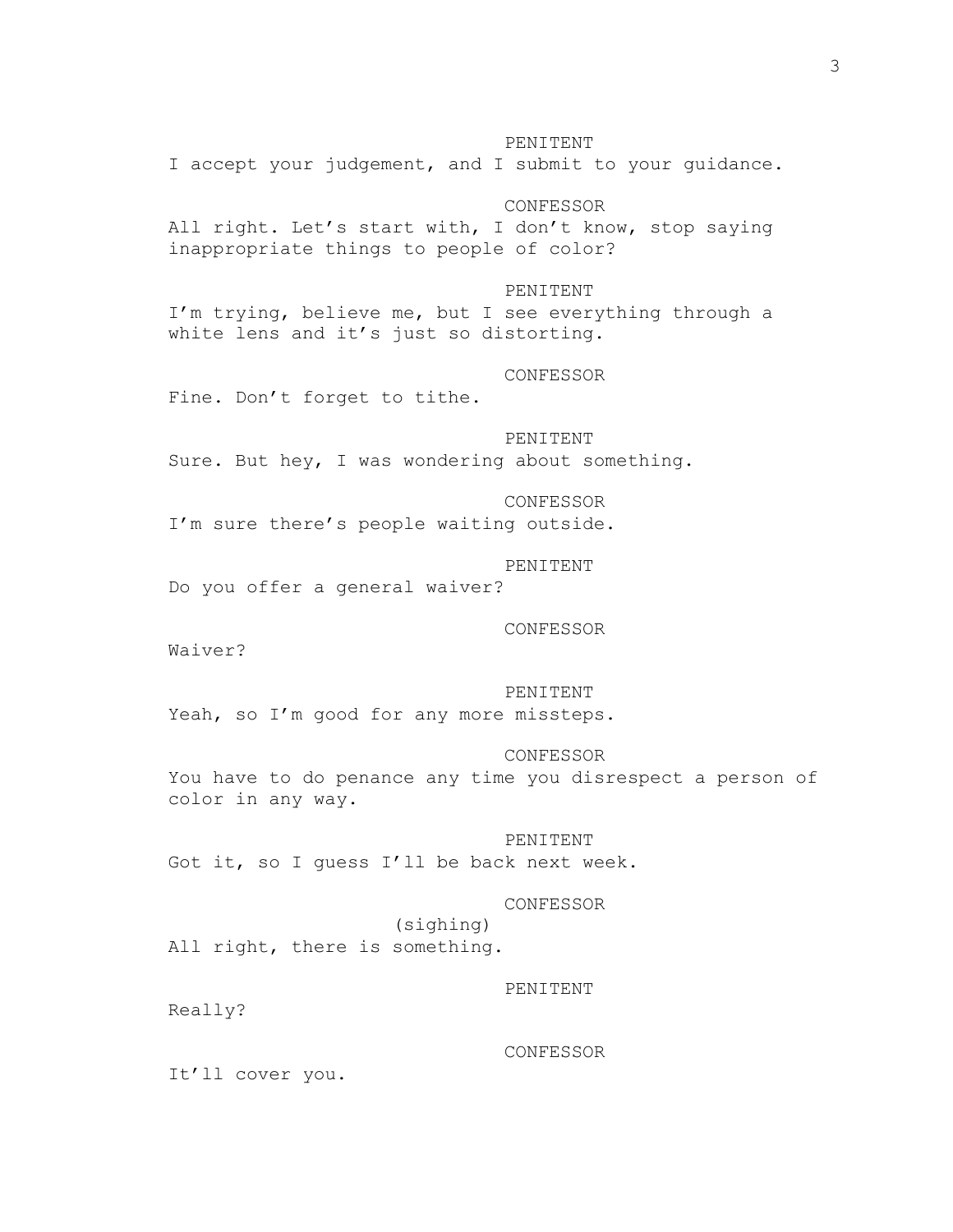PENITENT

I accept your judgement, and I submit to your guidance.

CONFESSOR

All right. Let's start with, I don't know, stop saying inappropriate things to people of color?

PENITENT

I'm trying, believe me, but I see everything through a white lens and it's just so distorting.

CONFESSOR

Fine. Don't forget to tithe.

PENITENT

Sure. But hey, I was wondering about something.

CONFESSOR

I'm sure there's people waiting outside.

PENITENT

Do you offer a general waiver?

CONFESSOR

Waiver?

PENITENT

Yeah, so I'm good for any more missteps.

CONFESSOR

You have to do penance any time you disrespect a person of color in any way.

PENITENT

Got it, so I guess I'll be back next week.

CONFESSOR

(sighing)

All right, there is something.

PENITENT

Really?

CONFESSOR

It'll cover you.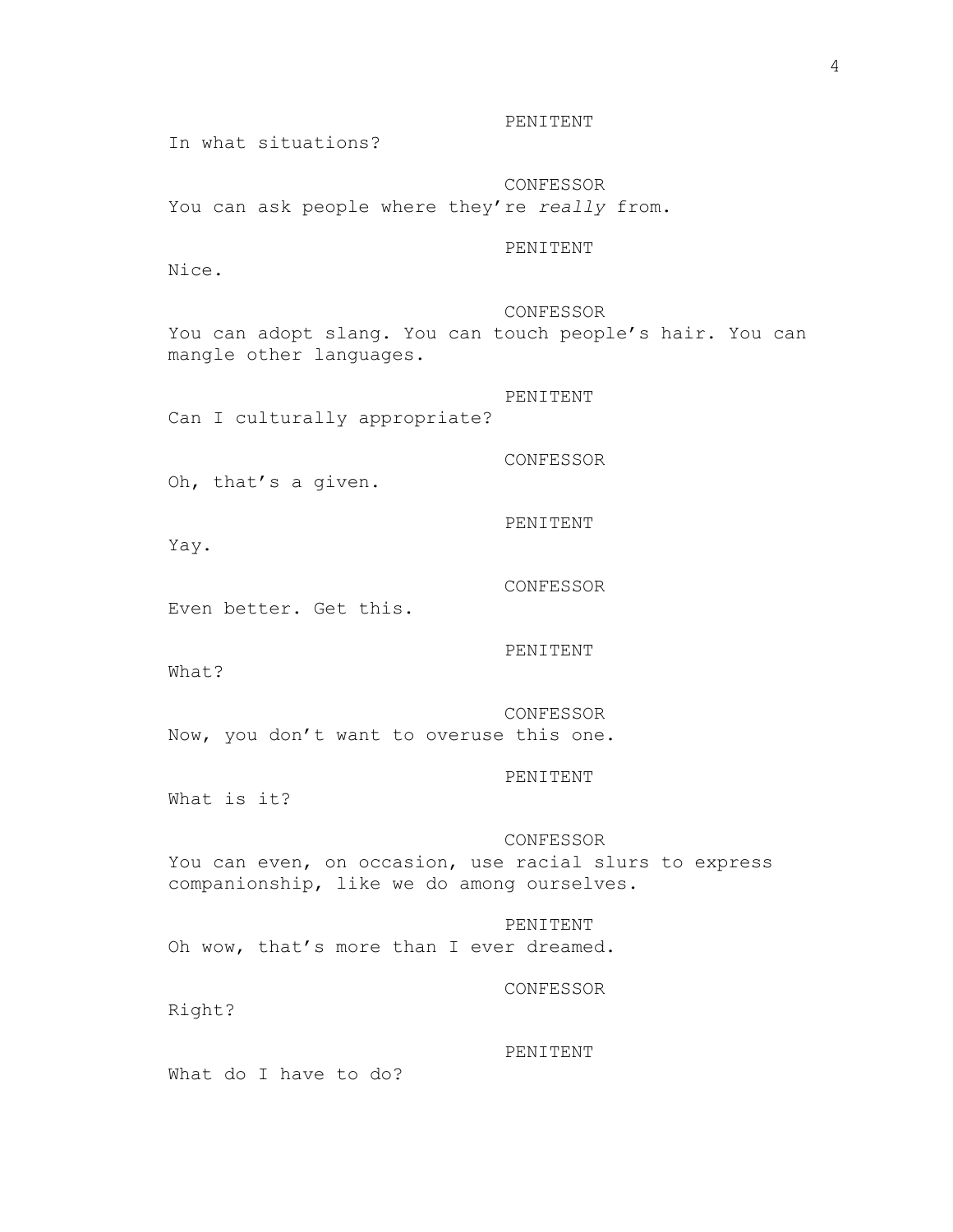PENITENT

In what situations?

CONFESSOR

You can ask people where they're *really* from.

PENITENT

Nice.

CONFESSOR

You can adopt slang. You can touch people's hair. You can mangle other languages.

PENITENT

Can I culturally appropriate?

CONFESSOR

Oh, that's a given.

PENITENT

Yay.

CONFESSOR

Even better. Get this.

PENITENT

What?

CONFESSOR

Now, you don't want to overuse this one.

PENITENT

What is it?

CONFESSOR

You can even, on occasion, use racial slurs to express companionship, like we do among ourselves.

PENITENT

Oh wow, that's more than I ever dreamed.

CONFESSOR

Right?

PENITENT

What do I have to do?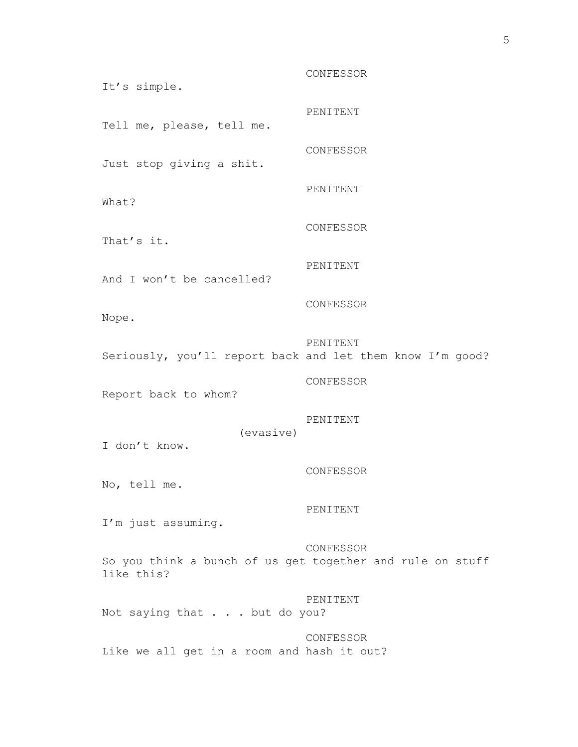CONFESSOR

It's simple.

PENITENT

Tell me, please, tell me.

CONFESSOR

Just stop giving a shit.

PENITENT

What?

CONFESSOR

That's it.

PENITENT

And I won't be cancelled?

CONFESSOR

Nope.

PENITENT

Seriously, you'll report back and let them know I'm good?

CONFESSOR

Report back to whom?

PENITENT

(evasive)

I don't know.

CONFESSOR

No, tell me.

PENITENT

I'm just assuming.

CONFESSOR

So you think a bunch of us get together and rule on stuff like this?

PENITENT

Not saying that . . . but do you?

CONFESSOR

Like we all get in a room and hash it out?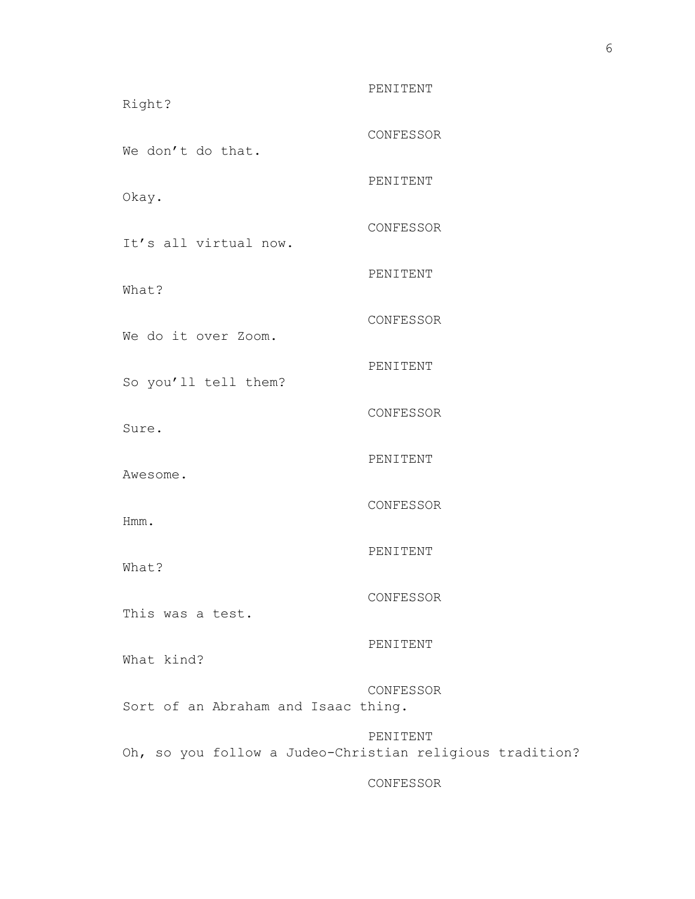PENITENT

Right?

CONFESSOR

We don't do that.

PENITENT

Okay.

CONFESSOR

It's all virtual now.

PENITENT

What?

CONFESSOR

We do it over Zoom.

PENITENT

So you'll tell them?

CONFESSOR

Sure.

PENITENT

Awesome.

CONFESSOR

Hmm.

PENITENT

What?

CONFESSOR

This was a test.

PENITENT

What kind?

CONFESSOR

Sort of an Abraham and Isaac thing.

PENITENT

Oh, so you follow a Judeo-Christian religious tradition?

CONFESSOR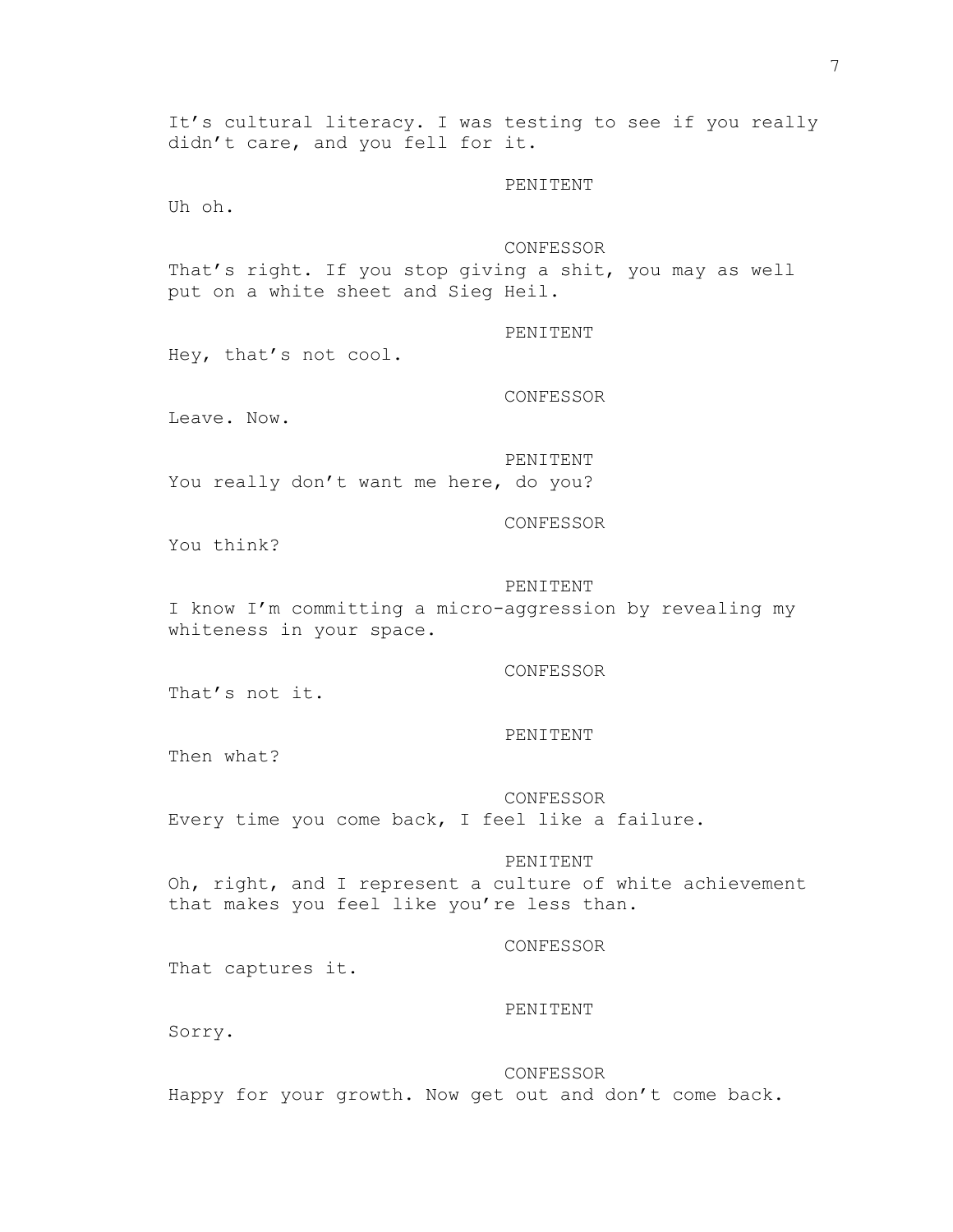It’s cultural literacy. I was testing to see if you really didn’t care, and you fell for it.

PENITENT

Uh oh.

CONFESSOR

That’s right. If you stop giving a shit, you may as well put on a white sheet and Sieg Heil.

PENITENT

Hey, that’s not cool.

CONFESSOR

Leave. Now.

PENITENT

You really don’t want me here, do you?

CONFESSOR

You think?

PENITENT

I know I’m committing a micro-aggression by revealing my whiteness in your space.

CONFESSOR

That’s not it.

PENITENT

Then what?

CONFESSOR

Every time you come back, I feel like a failure.

PENITENT

Oh, right, and I represent a culture of white achievement that makes you feel like you’re less than.

CONFESSOR

That captures it.

PENITENT

Sorry.

CONFESSOR

Happy for your growth. Now get out and don’t come back.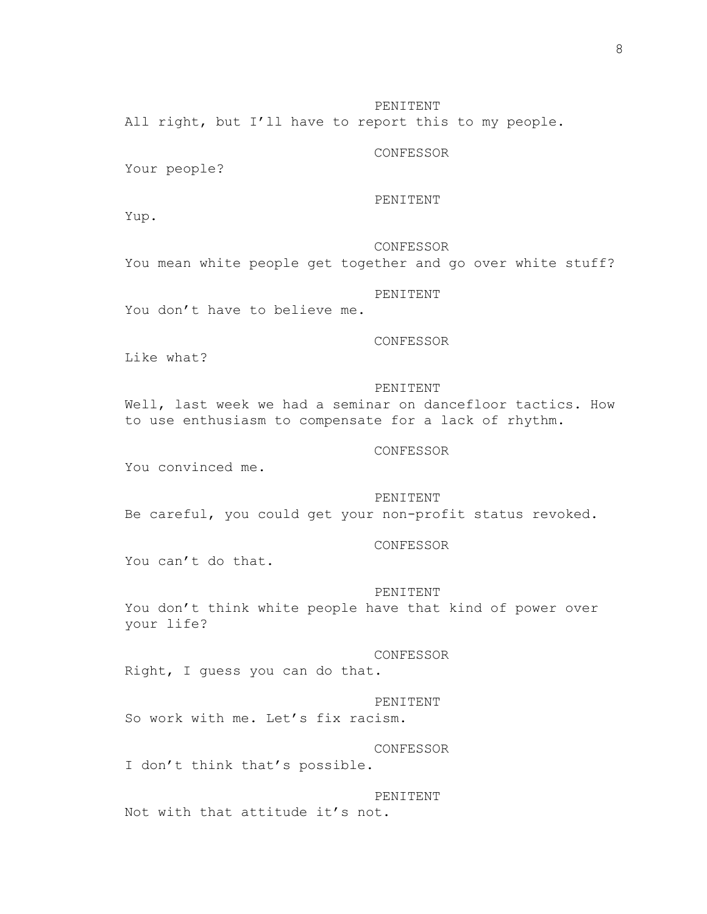PENITENT

All right, but I'll have to report this to my people.

CONFESSOR

Your people?

PENITENT

Yup.

CONFESSOR

You mean white people get together and go over white stuff?

PENITENT

You don't have to believe me.

CONFESSOR

Like what?

PENITENT

Well, last week we had a seminar on dancefloor tactics. How to use enthusiasm to compensate for a lack of rhythm.

CONFESSOR

You convinced me.

PENITENT

Be careful, you could get your non-profit status revoked.

CONFESSOR

You can't do that.

PENITENT

You don't think white people have that kind of power over your life?

CONFESSOR

Right, I guess you can do that.

PENITENT

So work with me. Let's fix racism.

CONFESSOR

I don't think that's possible.

PENITENT

Not with that attitude it's not.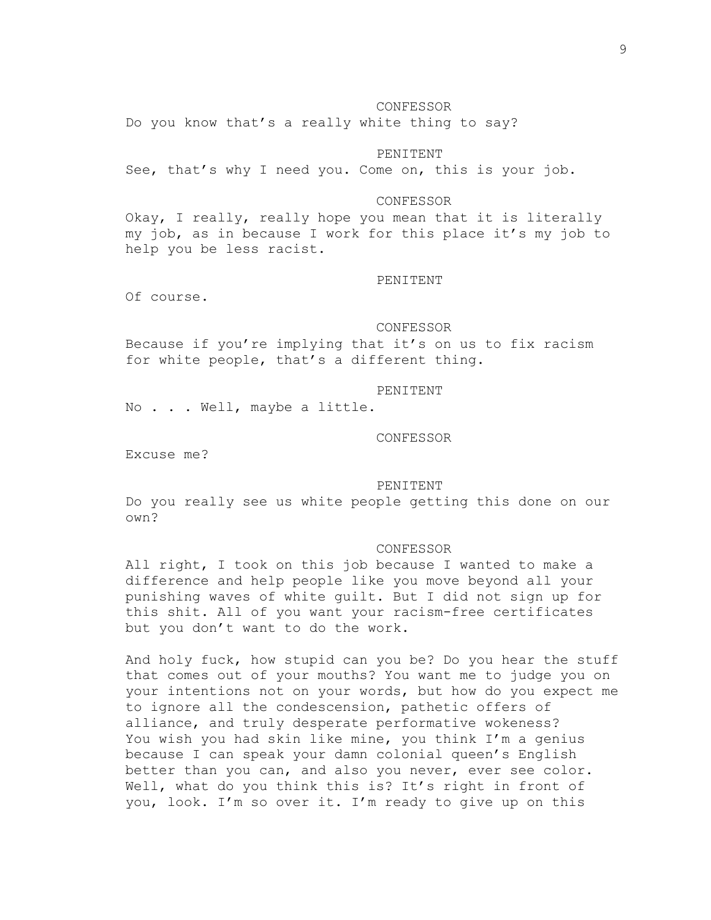CONFESSOR

Do you know that's a really white thing to say?

PENITENT

See, that's why I need you. Come on, this is your job.

CONFESSOR

Okay, I really, really hope you mean that it is literally my job, as in because I work for this place it's my job to help you be less racist.

PENITENT

Of course.

CONFESSOR

Because if you're implying that it's on us to fix racism for white people, that's a different thing.

PENITENT

No . . . Well, maybe a little.

CONFESSOR

Excuse me?

PENITENT

Do you really see us white people getting this done on our own?

CONFESSOR

All right, I took on this job because I wanted to make a difference and help people like you move beyond all your punishing waves of white guilt. But I did not sign up for this shit. All of you want your racism-free certificates but you don't want to do the work.

And holy fuck, how stupid can you be? Do you hear the stuff that comes out of your mouths? You want me to judge you on your intentions not on your words, but how do you expect me to ignore all the condescension, pathetic offers of alliance, and truly desperate performative wokeness? You wish you had skin like mine, you think I'm a genius because I can speak your damn colonial queen's English better than you can, and also you never, ever see color. Well, what do you think this is? It's right in front of you, look. I'm so over it. I'm ready to give up on this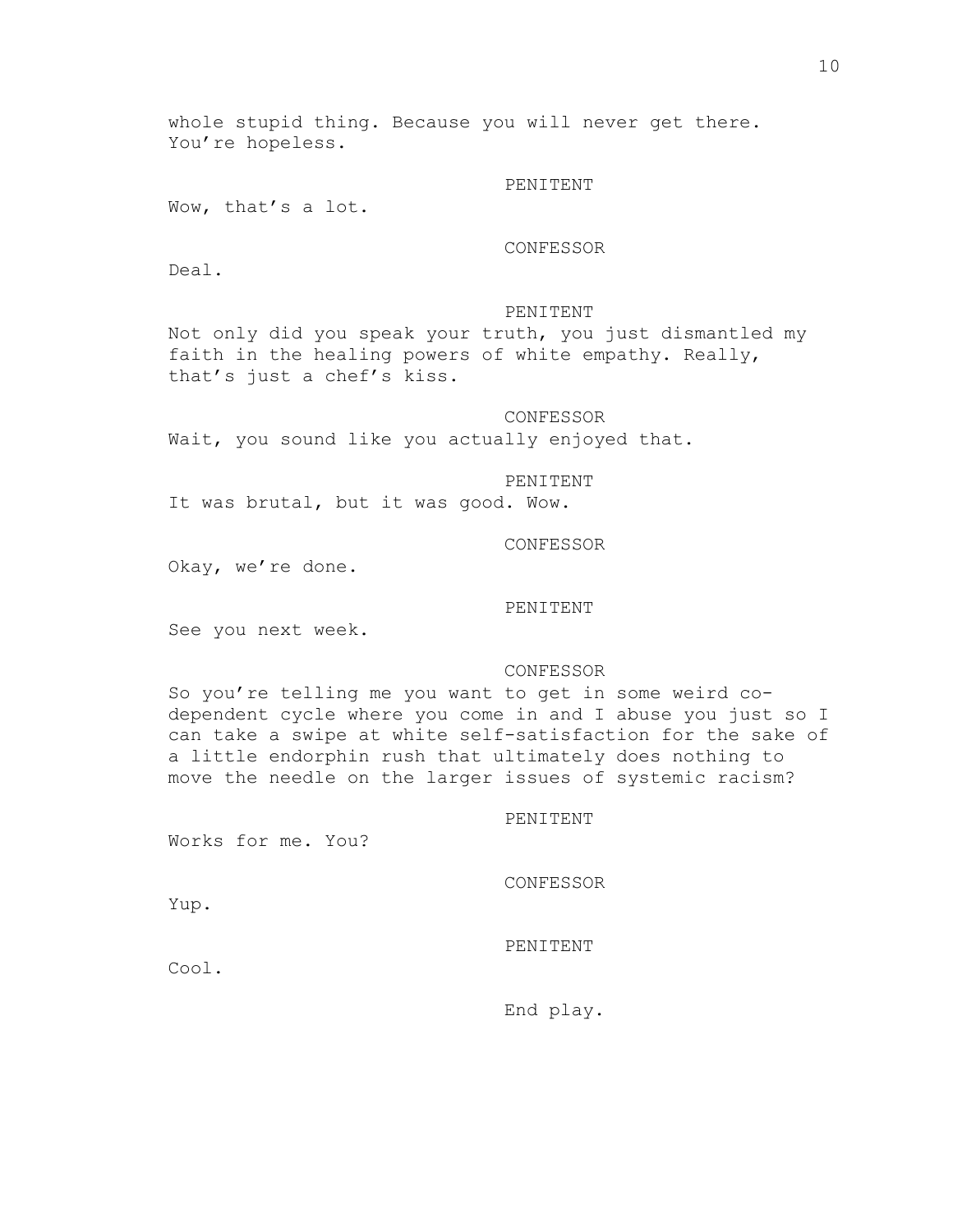whole stupid thing. Because you will never get there. You're hopeless.

PENITENT

Wow, that's a lot.

CONFESSOR

Deal.

PENITENT

Not only did you speak your truth, you just dismantled my faith in the healing powers of white empathy. Really, that's just a chef's kiss.

CONFESSOR

Wait, you sound like you actually enjoyed that.

PENITENT

It was brutal, but it was good. Wow.

CONFESSOR

Okay, we're done.

PENITENT

See you next week.

CONFESSOR

So you're telling me you want to get in some weird co-dependent cycle where you come in and I abuse you just so I can take a swipe at white self-satisfaction for the sake of a little endorphin rush that ultimately does nothing to move the needle on the larger issues of systemic racism?

PENITENT

Works for me. You?

CONFESSOR

Yup.

PENITENT

Cool.

End play.